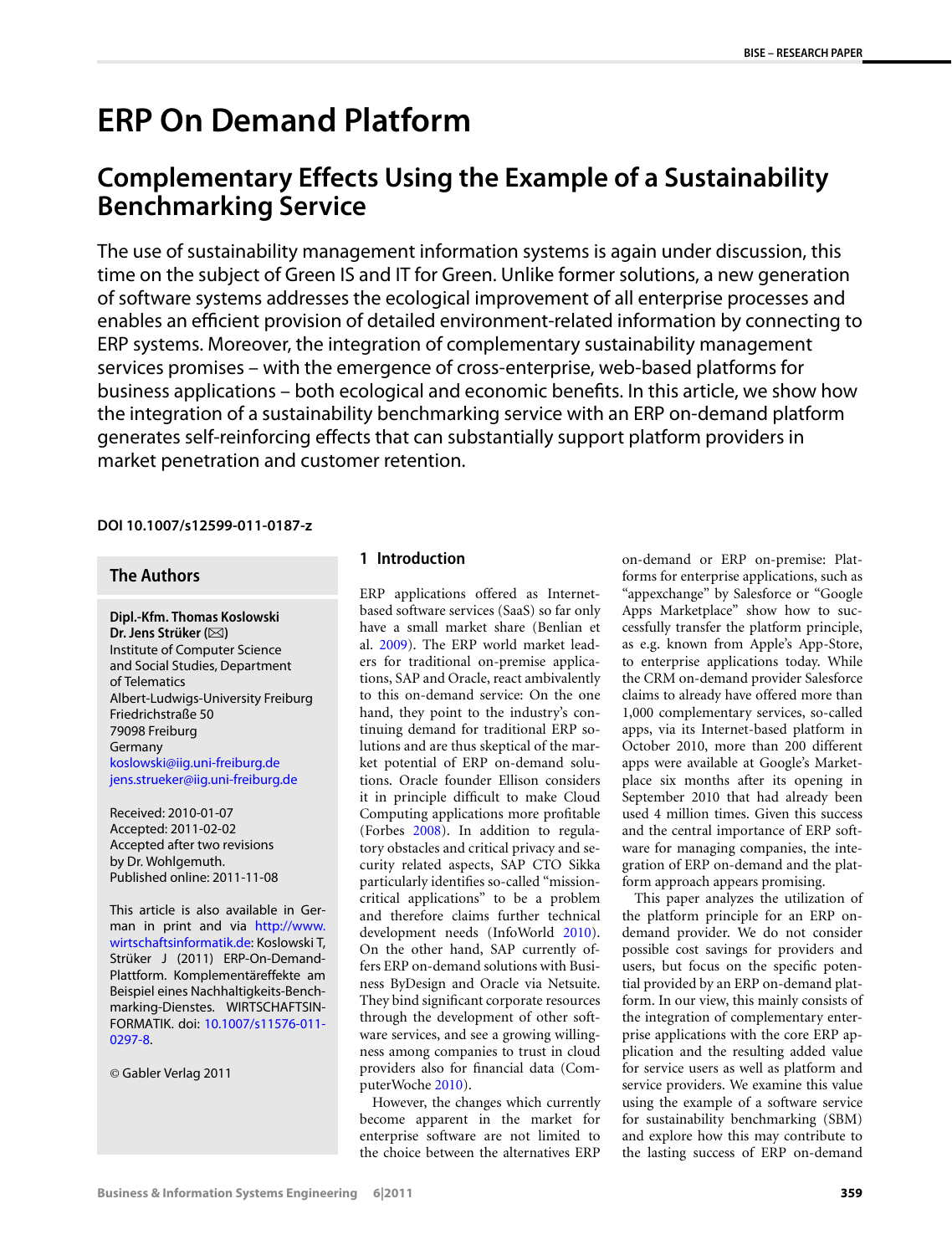# ERP On Demand Platform

## Complementary Effects Using the Example of a Sustainability Benchmarking Service

The use of sustainability management information systems is again under discussion, this time on the subject of Green IS and IT for Green. Unlike former solutions, a new generation of software systems addresses the ecological improvement of all enterprise processes and enables an efficient provision of detailed environment-related information by connecting to ERP systems. Moreover, the integration of complementary sustainability management services promises – with the emergence of cross-enterprise, web-based platforms for business applications – both ecological and economic benefits. In this article, we show how the integration of a sustainability benchmarking service with an ERP on-demand platform generates self-reinforcing effects that can substantially support platform providers in market penetration and customer retention.

**DOI 10.1007/s12599-011-0187-z**

### The Authors

**Dipl.-Kfm. Thomas Koslowski**
**Dr. Jens Strüker (✉)**
Institute of Computer Science and Social Studies, Department of Telematics
Albert-Ludwigs-University Freiburg
Friedrichstraße 50
79098 Freiburg
Germany
koslowski@iig.uni-freiburg.de
jens.strueker@iig.uni-freiburg.de

Received: 2010-01-07
Accepted: 2011-02-02
Accepted after two revisions by Dr. Wohlgemuth.
Published online: 2011-11-08

This article is also available in German in print and via http://www.wirtschaftsinformatik.de: Koslowski T, Strüker J (2011) ERP-On-Demand-Plattform. Komplementäreffekte am Beispiel eines Nachhaltigkeits-Benchmarking-Dienstes. WIRTSCHAFTSINFORMATIK. doi: 10.1007/s11576-011-0297-8.

© Gabler Verlag 2011

## 1 Introduction

ERP applications offered as Internet-based software services (SaaS) so far only have a small market share (Benlian et al. 2009). The ERP world market leaders for traditional on-premise applications, SAP and Oracle, react ambivalently to this on-demand service: On the one hand, they point to the industry's continuing demand for traditional ERP solutions and are thus skeptical of the market potential of ERP on-demand solutions. Oracle founder Ellison considers it in principle difficult to make Cloud Computing applications more profitable (Forbes 2008). In addition to regulatory obstacles and critical privacy and security related aspects, SAP CTO Sikka particularly identifies so-called "mission-critical applications" to be a problem and therefore claims further technical development needs (InfoWorld 2010). On the other hand, SAP currently offers ERP on-demand solutions with Business ByDesign and Oracle via Netsuite. They bind significant corporate resources through the development of other software services, and see a growing willingness among companies to trust in cloud providers also for financial data (ComputerWoche 2010).

However, the changes which currently become apparent in the market for enterprise software are not limited to the choice between the alternatives ERP on-demand or ERP on-premise: Platforms for enterprise applications, such as "appexchange" by Salesforce or "Google Apps Marketplace" show how successfully transfer the platform principle, as e.g. known from Apple's App-Store, to enterprise applications today. While the CRM on-demand provider Salesforce claims to already have offered more than 1,000 complementary services, so-called apps, via its Internet-based platform in October 2010, more than 200 different apps were available at Google's Marketplace six months after its opening in September 2010 that had already been used 4 million times. Given this success and the central importance of ERP software for managing companies, the integration of ERP on-demand and the platform approach appears promising.

This paper analyzes the utilization of the platform principle for an ERP on-demand provider. We do not consider possible cost savings for providers and users, but focus on the specific potential provided by an ERP on-demand platform. In our view, this mainly consists of the integration of complementary enterprise applications with the core ERP application and the resulting added value for service users as well as platform and service providers. We examine this value using the example of a software service for sustainability benchmarking (SBM) and explore how this may contribute to the lasting success of ERP on-demand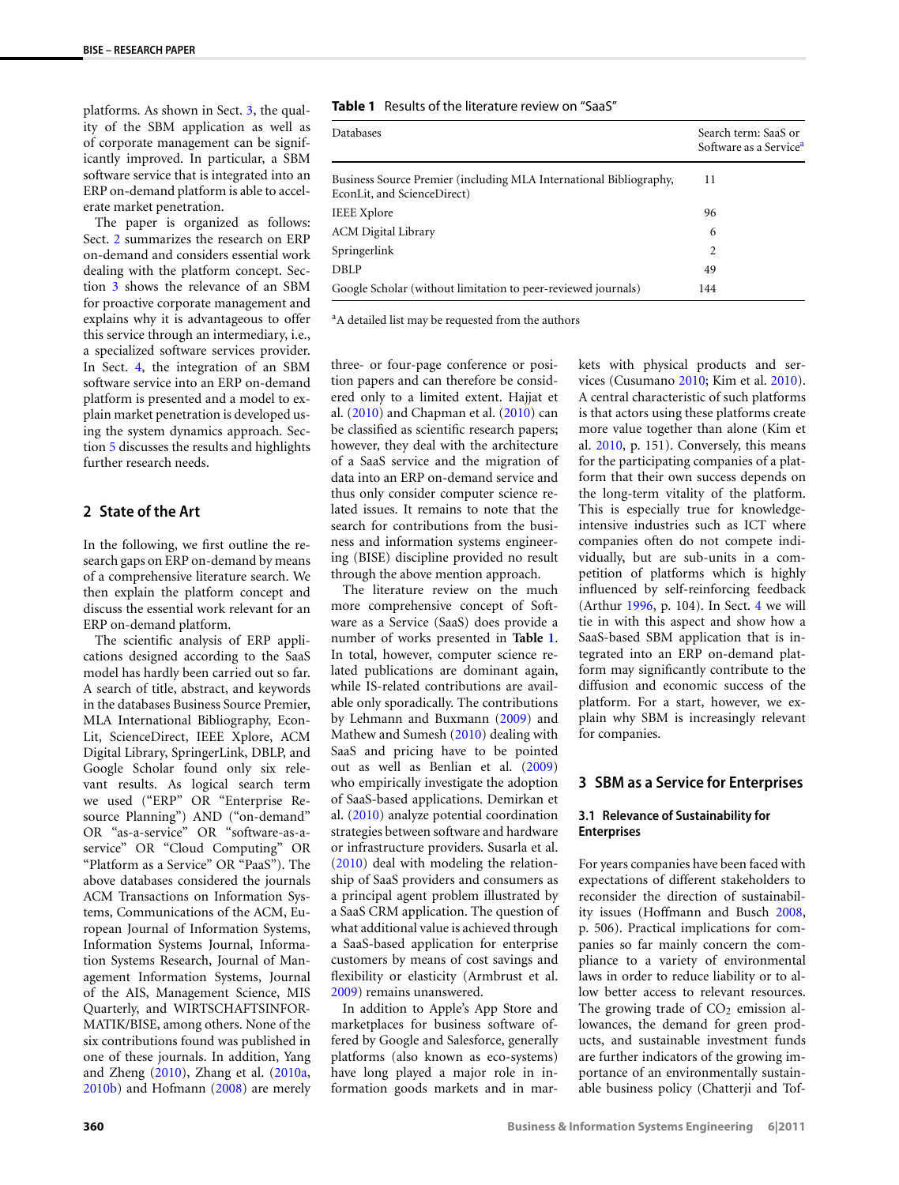platforms. As shown in Sect. 3, the quality of the SBM application as well as of corporate management can be significantly improved. In particular, a SBM software service that is integrated into an ERP on-demand platform is able to accelerate market penetration.

The paper is organized as follows: Sect. 2 summarizes the research on ERP on-demand and considers essential work dealing with the platform concept. Section 3 shows the relevance of an SBM for proactive corporate management and explains why it is advantageous to offer this service through an intermediary, i.e., a specialized software services provider. In Sect. 4, the integration of an SBM software service into an ERP on-demand platform is presented and a model to explain market penetration is developed using the system dynamics approach. Section 5 discusses the results and highlights further research needs.

## 2 State of the Art

In the following, we first outline the research gaps on ERP on-demand by means of a comprehensive literature search. We then explain the platform concept and discuss the essential work relevant for an ERP on-demand platform.

The scientific analysis of ERP applications designed according to the SaaS model has hardly been carried out so far. A search of title, abstract, and keywords in the databases Business Source Premier, MLA International Bibliography, EconLit, ScienceDirect, IEEE Xplore, ACM Digital Library, SpringerLink, DBLP, and Google Scholar found only six relevant results. As logical search term we used ("ERP" OR "Enterprise Resource Planning") AND ("on-demand" OR "as-a-service" OR "software-as-a-service" OR "Cloud Computing" OR "Platform as a Service" OR "PaaS"). The above databases considered the journals ACM Transactions on Information Systems, Communications of the ACM, European Journal of Information Systems, Information Systems Journal, Information Systems Research, Journal of Management Information Systems, Journal of the AIS, Management Science, MIS Quarterly, and WIRTSCHAFTSINFORMATIK/BISE, among others. None of the six contributions found was published in one of these journals. In addition, Yang and Zheng (2010), Zhang et al. (2010a, 2010b) and Hofmann (2008) are merely three- or four-page conference or position papers and can therefore be considered only to a limited extent. Hajjat et al. (2010) and Chapman et al. (2010) can be classified as scientific research papers; however, they deal with the architecture of a SaaS service and the migration of data into an ERP on-demand service and thus only consider computer science related issues. It remains to note that the search for contributions from the business and information systems engineering (BISE) discipline provided no result through the above mention approach.

**Table 1** Results of the literature review on "SaaS"

| Databases | Search term: SaaS or Software as a Service[a] |
|---|---|
| Business Source Premier (including MLA International Bibliography, EconLit, and ScienceDirect) | 11 |
| IEEE Xplore | 96 |
| ACM Digital Library | 6 |
| Springerlink | 2 |
| DBLP | 49 |
| Google Scholar (without limitation to peer-reviewed journals) | 144 |

[a]A detailed list may be requested from the authors

The literature review on the much more comprehensive concept of Software as a Service (SaaS) does provide a number of works presented in **Table 1**. In total, however, computer science related publications are dominant again, while IS-related contributions are available only sporadically. The contributions by Lehmann and Buxmann (2009) and Mathew and Sumesh (2010) dealing with SaaS and pricing have to be pointed out as well as Benlian et al. (2009) who empirically investigate the adoption of SaaS-based applications. Demirkan et al. (2010) analyze potential coordination strategies between software and hardware or infrastructure providers. Susarla et al. (2010) deal with modeling the relationship of SaaS providers and consumers as a principal agent problem illustrated by a SaaS CRM application. The question of what additional value is achieved through a SaaS-based application for enterprise customers by means of cost savings and flexibility or elasticity (Armbrust et al. 2009) remains unanswered.

In addition to Apple's App Store and marketplaces for business software offered by Google and Salesforce, generally platforms (also known as eco-systems) have long played a major role in information goods markets and in markets with physical products and services (Cusumano 2010; Kim et al. 2010). A central characteristic of such platforms is that actors using these platforms create more value together than alone (Kim et al. 2010, p. 151). Conversely, this means for the participating companies of a platform that their own success depends on the long-term vitality of the platform. This is especially true for knowledge-intensive industries such as ICT where companies often do not compete individually, but are sub-units in a competition of platforms which is highly influenced by self-reinforcing feedback (Arthur 1996, p. 104). In Sect. 4 we will tie in with this aspect and show how a SaaS-based SBM application that is integrated into an ERP on-demand platform may significantly contribute to the diffusion and economic success of the platform. For a start, however, we explain why SBM is increasingly relevant for companies.

## 3 SBM as a Service for Enterprises

### 3.1 Relevance of Sustainability for Enterprises

For years companies have been faced with expectations of different stakeholders to reconsider the direction of sustainability issues (Hoffmann and Busch 2008, p. 506). Practical implications for companies so far mainly concern the compliance to a variety of environmental laws in order to reduce liability or to allow better access to relevant resources. The growing trade of $CO_2$ emission allowances, the demand for green products, and sustainable investment funds are further indicators of the growing importance of an environmentally sustainable business policy (Chatterji and Tof-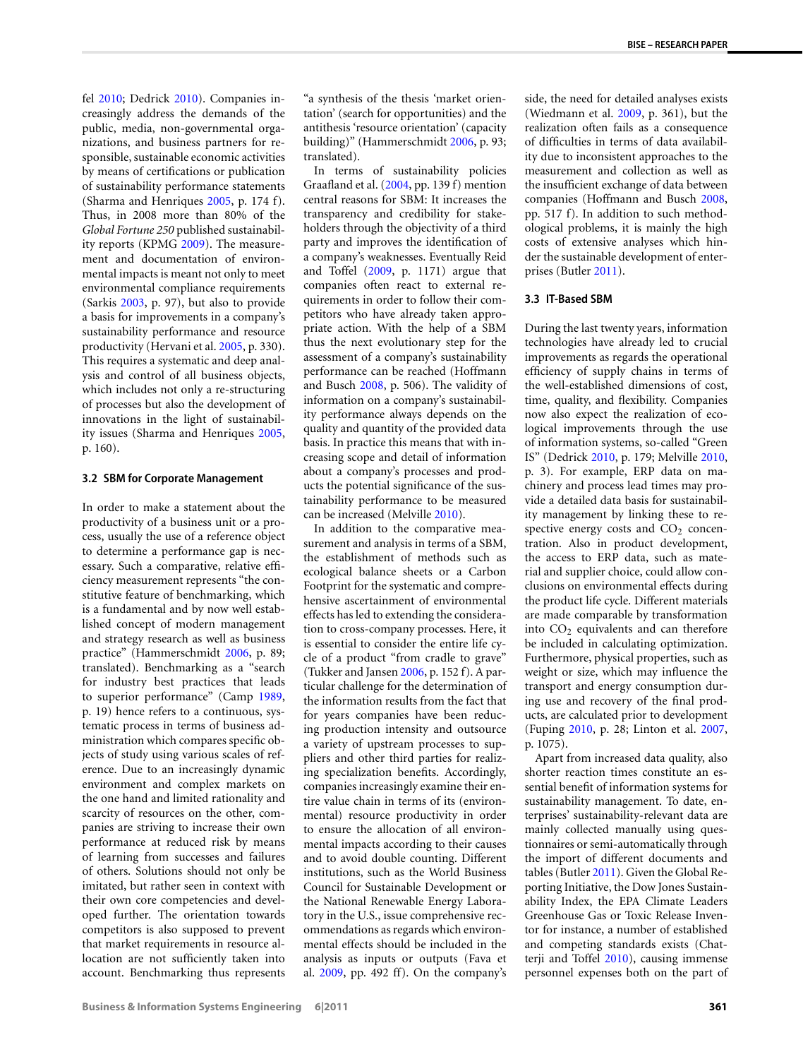fel 2010; Dedrick 2010). Companies increasingly address the demands of the public, media, non-governmental organizations, and business partners for responsible, sustainable economic activities by means of certifications or publication of sustainability performance statements (Sharma and Henriques 2005, p. 174 f). Thus, in 2008 more than 80% of the *Global Fortune 250* published sustainability reports (KPMG 2009). The measurement and documentation of environmental impacts is meant not only to meet environmental compliance requirements (Sarkis 2003, p. 97), but also to provide a basis for improvements in a company's sustainability performance and resource productivity (Hervani et al. 2005, p. 330). This requires a systematic and deep analysis and control of all business objects, which includes not only a re-structuring of processes but also the development of innovations in the light of sustainability issues (Sharma and Henriques 2005, p. 160).

### 3.2 SBM for Corporate Management

In order to make a statement about the productivity of a business unit or a process, usually the use of a reference object to determine a performance gap is necessary. Such a comparative, relative efficiency measurement represents "the constitutive feature of benchmarking, which is a fundamental and by now well established concept of modern management and strategy research as well as business practice" (Hammerschmidt 2006, p. 89; translated). Benchmarking as a "search for industry best practices that leads to superior performance" (Camp 1989, p. 19) hence refers to a continuous, systematic process in terms of business administration which compares specific objects of study using various scales of reference. Due to an increasingly dynamic environment and complex markets on the one hand and limited rationality and scarcity of resources on the other, companies are striving to increase their own performance at reduced risk by means of learning from successes and failures of others. Solutions should not only be imitated, but rather seen in context with their own core competencies and developed further. The orientation towards competitors is also supposed to prevent that market requirements in resource allocation are not sufficiently taken into account. Benchmarking thus represents "a synthesis of the thesis 'market orientation' (search for opportunities) and the antithesis 'resource orientation' (capacity building)" (Hammerschmidt 2006, p. 93; translated).

In terms of sustainability policies Graafland et al. (2004, pp. 139 f) mention central reasons for SBM: It increases the transparency and credibility for stakeholders through the objectivity of a third party and improves the identification of a company's weaknesses. Eventually Reid and Toffel (2009, p. 1171) argue that companies often react to external requirements in order to follow their competitors who have already taken appropriate action. With the help of a SBM thus the next evolutionary step for the assessment of a company's sustainability performance can be reached (Hoffmann and Busch 2008, p. 506). The validity of information on a company's sustainability performance always depends on the quality and quantity of the provided data basis. In practice this means that with increasing scope and detail of information about a company's processes and products the potential significance of the sustainability performance to be measured can be increased (Melville 2010).

In addition to the comparative measurement and analysis in terms of a SBM, the establishment of methods such as ecological balance sheets or a Carbon Footprint for the systematic and comprehensive ascertainment of environmental effects has led to extending the consideration to cross-company processes. Here, it is essential to consider the entire life cycle of a product "from cradle to grave" (Tukker and Jansen 2006, p. 152 f). A particular challenge for the determination of the information results from the fact that for years companies have been reducing production intensity and outsource a variety of upstream processes to suppliers and other third parties for realizing specialization benefits. Accordingly, companies increasingly examine their entire value chain in terms of its (environmental) resource productivity in order to ensure the allocation of all environmental impacts according to their causes and to avoid double counting. Different institutions, such as the World Business Council for Sustainable Development or the National Renewable Energy Laboratory in the U.S., issue comprehensive recommendations as regards which environmental effects should be included in the analysis as inputs or outputs (Fava et al. 2009, pp. 492 ff). On the company's side, the need for detailed analyses exists (Wiedmann et al. 2009, p. 361), but the realization often fails as a consequence of difficulties in terms of data availability due to inconsistent approaches to the measurement and collection as well as the insufficient exchange of data between companies (Hoffmann and Busch 2008, pp. 517 f). In addition to such methodological problems, it is mainly the high costs of extensive analyses which hinder the sustainable development of enterprises (Butler 2011).

### 3.3 IT-Based SBM

During the last twenty years, information technologies have already led to crucial improvements as regards the operational efficiency of supply chains in terms of the well-established dimensions of cost, time, quality, and flexibility. Companies now also expect the realization of ecological improvements through the use of information systems, so-called "Green IS" (Dedrick 2010, p. 179; Melville 2010, p. 3). For example, ERP data on machinery and process lead times may provide a detailed data basis for sustainability management by linking these to respective energy costs and $CO_2$ concentration. Also in product development, the access to ERP data, such as material and supplier choice, could allow conclusions on environmental effects during the product life cycle. Different materials are made comparable by transformation into $CO_2$ equivalents and can therefore be included in calculating optimization. Furthermore, physical properties, such as weight or size, which may influence the transport and energy consumption during use and recovery of the final products, are calculated prior to development (Fuping 2010, p. 28; Linton et al. 2007, p. 1075).

Apart from increased data quality, also shorter reaction times constitute an essential benefit of information systems for sustainability management. To date, enterprises' sustainability-relevant data are mainly collected manually using questionnaires or semi-automatically through the import of different documents and tables (Butler 2011). Given the Global Reporting Initiative, the Dow Jones Sustainability Index, the EPA Climate Leaders Greenhouse Gas or Toxic Release Inventor for instance, a number of established and competing standards exists (Chatterji and Toffel 2010), causing immense personnel expenses both on the part of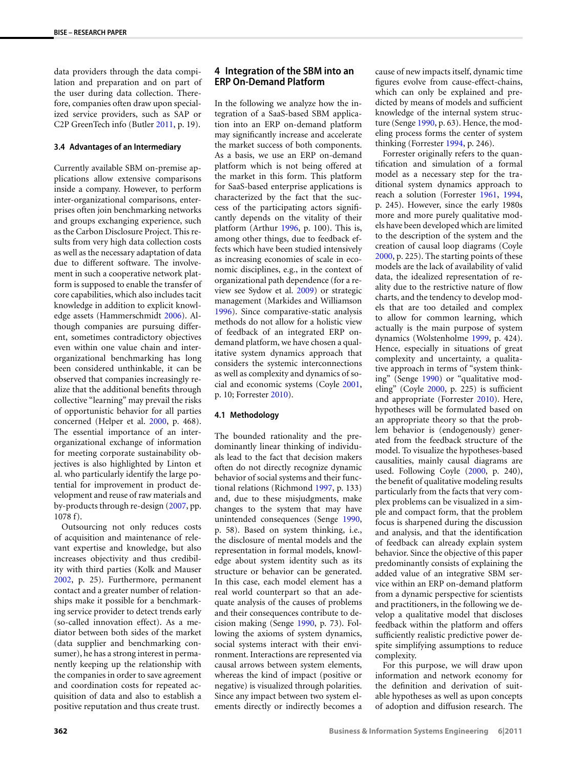data providers through the data compilation and preparation and on part of the user during data collection. Therefore, companies often draw upon specialized service providers, such as SAP or C2P GreenTech info (Butler 2011, p. 19).

### 3.4 Advantages of an Intermediary

Currently available SBM on-premise applications allow extensive comparisons inside a company. However, to perform inter-organizational comparisons, enterprises often join benchmarking networks and groups exchanging experience, such as the Carbon Disclosure Project. This results from very high data collection costs as well as the necessary adaptation of data due to different software. The involvement in such a cooperative network platform is supposed to enable the transfer of core capabilities, which also includes tacit knowledge in addition to explicit knowledge assets (Hammerschmidt 2006). Although companies are pursuing different, sometimes contradictory objectives even within one value chain and inter-organizational benchmarking has long been considered unthinkable, it can be observed that companies increasingly realize that the additional benefits through collective "learning" may prevail the risks of opportunistic behavior for all parties concerned (Helper et al. 2000, p. 468). The essential importance of an inter-organizational exchange of information for meeting corporate sustainability objectives is also highlighted by Linton et al. who particularly identify the large potential for improvement in product development and reuse of raw materials and by-products through re-design (2007, pp. 1078 f).

Outsourcing not only reduces costs of acquisition and maintenance of relevant expertise and knowledge, but also increases objectivity and thus credibility with third parties (Kolk and Mauser 2002, p. 25). Furthermore, permanent contact and a greater number of relationships make it possible for a benchmarking service provider to detect trends early (so-called innovation effect). As a mediator between both sides of the market (data supplier and benchmarking consumer), he has a strong interest in permanently keeping up the relationship with the companies in order to save agreement and coordination costs for repeated acquisition of data and also to establish a positive reputation and thus create trust.

## 4 Integration of the SBM into an ERP On-Demand Platform

In the following we analyze how the integration of a SaaS-based SBM application into an ERP on-demand platform may significantly increase and accelerate the market success of both components. As a basis, we use an ERP on-demand platform which is not being offered at the market in this form. This platform for SaaS-based enterprise applications is characterized by the fact that the success of the participating actors significantly depends on the vitality of their platform (Arthur 1996, p. 100). This is, among other things, due to feedback effects which have been studied intensively as increasing economies of scale in economic disciplines, e.g., in the context of organizational path dependence (for a review see Sydow et al. 2009) or strategic management (Markides and Williamson 1996). Since comparative-static analysis methods do not allow for a holistic view of feedback of an integrated ERP on-demand platform, we have chosen a qualitative system dynamics approach that considers the systemic interconnections as well as complexity and dynamics of social and economic systems (Coyle 2001, p. 10; Forrester 2010).

### 4.1 Methodology

The bounded rationality and the predominantly linear thinking of individuals lead to the fact that decision makers often do not directly recognize dynamic behavior of social systems and their functional relations (Richmond 1997, p. 133) and, due to these misjudgments, make changes to the system that may have unintended consequences (Senge 1990, p. 58). Based on system thinking, i.e., the disclosure of mental models and the representation in formal models, knowledge about system identity such as its structure or behavior can be generated. In this case, each model element has a real world counterpart so that an adequate analysis of the causes of problems and their consequences contribute to decision making (Senge 1990, p. 73). Following the axioms of system dynamics, social systems interact with their environment. Interactions are represented via causal arrows between system elements, whereas the kind of impact (positive or negative) is visualized through polarities. Since any impact between two system elements directly or indirectly becomes a cause of new impacts itself, dynamic time figures evolve from cause-effect-chains, which can only be explained and predicted by means of models and sufficient knowledge of the internal system structure (Senge 1990, p. 63). Hence, the modeling process forms the center of system thinking (Forrester 1994, p. 246).

Forrester originally refers to the quantification and simulation of a formal model as a necessary step for the traditional system dynamics approach to reach a solution (Forrester 1961, 1994, p. 245). However, since the early 1980s more and more purely qualitative models have been developed which are limited to the description of the system and the creation of causal loop diagrams (Coyle 2000, p. 225). The starting points of these models are the lack of availability of valid data, the idealized representation of reality due to the restrictive nature of flow charts, and the tendency to develop models that are too detailed and complex to allow for common learning, which actually is the main purpose of system dynamics (Wolstenholme 1999, p. 424). Hence, especially in situations of great complexity and uncertainty, a qualitative approach in terms of "system thinking" (Senge 1990) or "qualitative modeling" (Coyle 2000, p. 225) is sufficient and appropriate (Forrester 2010). Here, hypotheses will be formulated based on an appropriate theory so that the problem behavior is (endogenously) generated from the feedback structure of the model. To visualize the hypotheses-based causalities, mainly causal diagrams are used. Following Coyle (2000, p. 240), the benefit of qualitative modeling results particularly from the facts that very complex problems can be visualized in a simple and compact form, that the problem focus is sharpened during the discussion and analysis, and that the identification of feedback can already explain system behavior. Since the objective of this paper predominantly consists of explaining the added value of an integrative SBM service within an ERP on-demand platform from a dynamic perspective for scientists and practitioners, in the following we develop a qualitative model that discloses feedback within the platform and offers sufficiently realistic predictive power despite simplifying assumptions to reduce complexity.

For this purpose, we will draw upon information and network economy for the definition and derivation of suitable hypotheses as well as upon concepts of adoption and diffusion research. The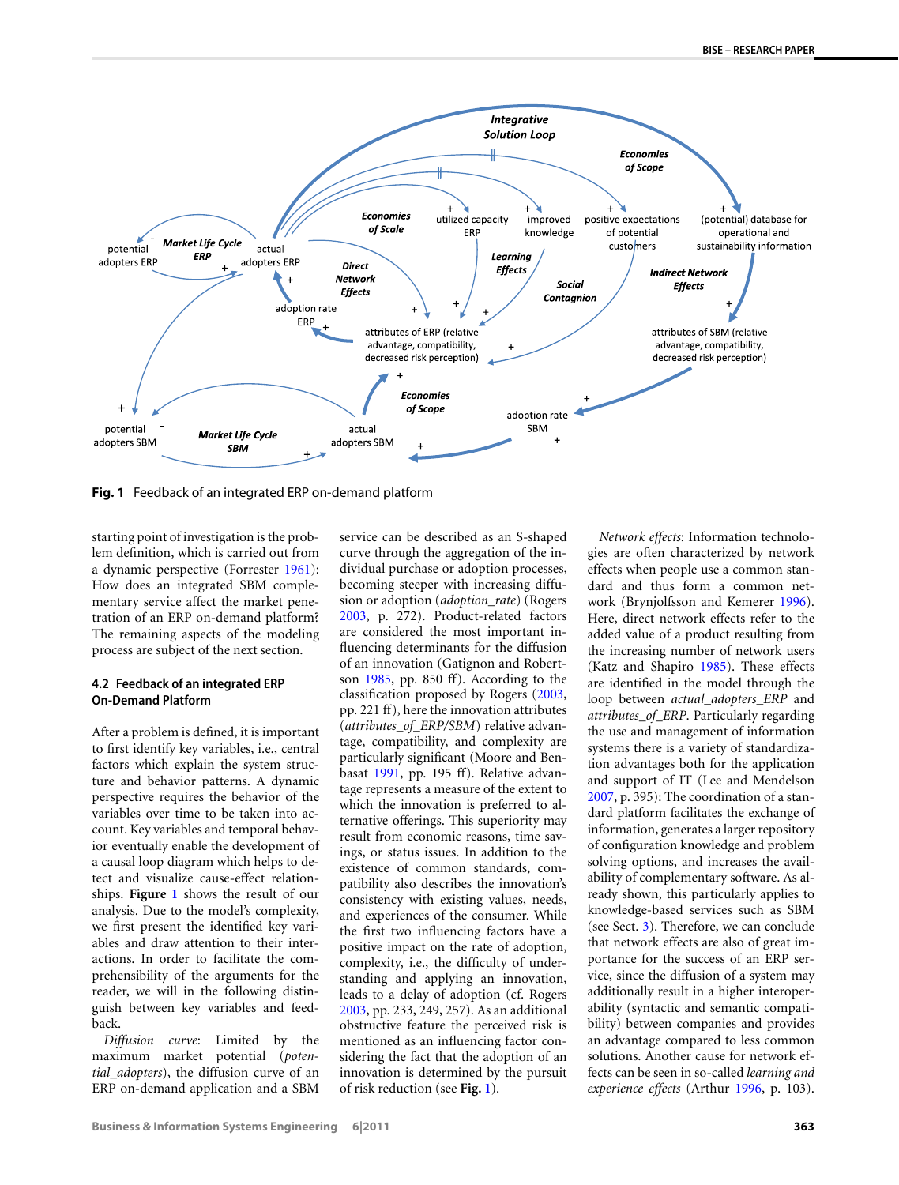Fig. 1 Feedback of an integrated ERP on-demand platform

starting point of investigation is the problem definition, which is carried out from a dynamic perspective (Forrester 1961): How does an integrated SBM complementary service affect the market penetration of an ERP on-demand platform? The remaining aspects of the modeling process are subject of the next section.

### 4.2 Feedback of an integrated ERP On-Demand Platform

After a problem is defined, it is important to first identify key variables, i.e., central factors which explain the system structure and behavior patterns. A dynamic perspective requires the behavior of the variables over time to be taken into account. Key variables and temporal behavior eventually enable the development of a causal loop diagram which helps to detect and visualize cause-effect relationships. **Figure 1** shows the result of our analysis. Due to the model's complexity, we first present the identified key variables and draw attention to their interactions. In order to facilitate the comprehensibility of the arguments for the reader, we will in the following distinguish between key variables and feedback.

*Diffusion curve*: Limited by the maximum market potential (*potential_adopters*), the diffusion curve of an ERP on-demand application and a SBM service can be described as an S-shaped curve through the aggregation of the individual purchase or adoption processes, becoming steeper with increasing diffusion or adoption (*adoption_rate*) (Rogers 2003, p. 272). Product-related factors are considered the most important influencing determinants for the diffusion of an innovation (Gatignon and Robertson 1985, pp. 850 ff). According to the classification proposed by Rogers (2003, pp. 221 ff), here the innovation attributes (*attributes_of_ERP/SBM*) relative advantage, compatibility, and complexity are particularly significant (Moore and Benbasat 1991, pp. 195 ff). Relative advantage represents a measure of the extent to which the innovation is preferred to alternative offerings. This superiority may result from economic reasons, time savings, or status issues. In addition to the existence of common standards, compatibility also describes the innovation's consistency with existing values, needs, and experiences of the consumer. While the first two influencing factors have a positive impact on the rate of adoption, complexity, i.e., the difficulty of understanding and applying an innovation, leads to a delay of adoption (cf. Rogers 2003, pp. 233, 249, 257). As an additional obstructive feature the perceived risk is mentioned as an influencing factor considering the fact that the adoption of an innovation is determined by the pursuit of risk reduction (see **Fig. 1**).

*Network effects*: Information technologies are often characterized by network effects when people use a common standard and thus form a common network (Brynjolfsson and Kemerer 1996). Here, direct network effects refer to the added value of a product resulting from the increasing number of network users (Katz and Shapiro 1985). These effects are identified in the model through the loop between *actual_adopters_ERP* and *attributes_of_ERP*. Particularly regarding the use and management of information systems there is a variety of standardization advantages both for the application and support of IT (Lee and Mendelson 2007, p. 395): The coordination of a standard platform facilitates the exchange of information, generates a larger repository of configuration knowledge and problem solving options, and increases the availability of complementary software. As already shown, this particularly applies to knowledge-based services such as SBM (see Sect. 3). Therefore, we can conclude that network effects are also of great importance for the success of an ERP service, since the diffusion of a system may additionally result in a higher interoperability (syntactic and semantic compatibility) between companies and provides an advantage compared to less common solutions. Another cause for network effects can be seen in so-called *learning and experience effects* (Arthur 1996, p. 103).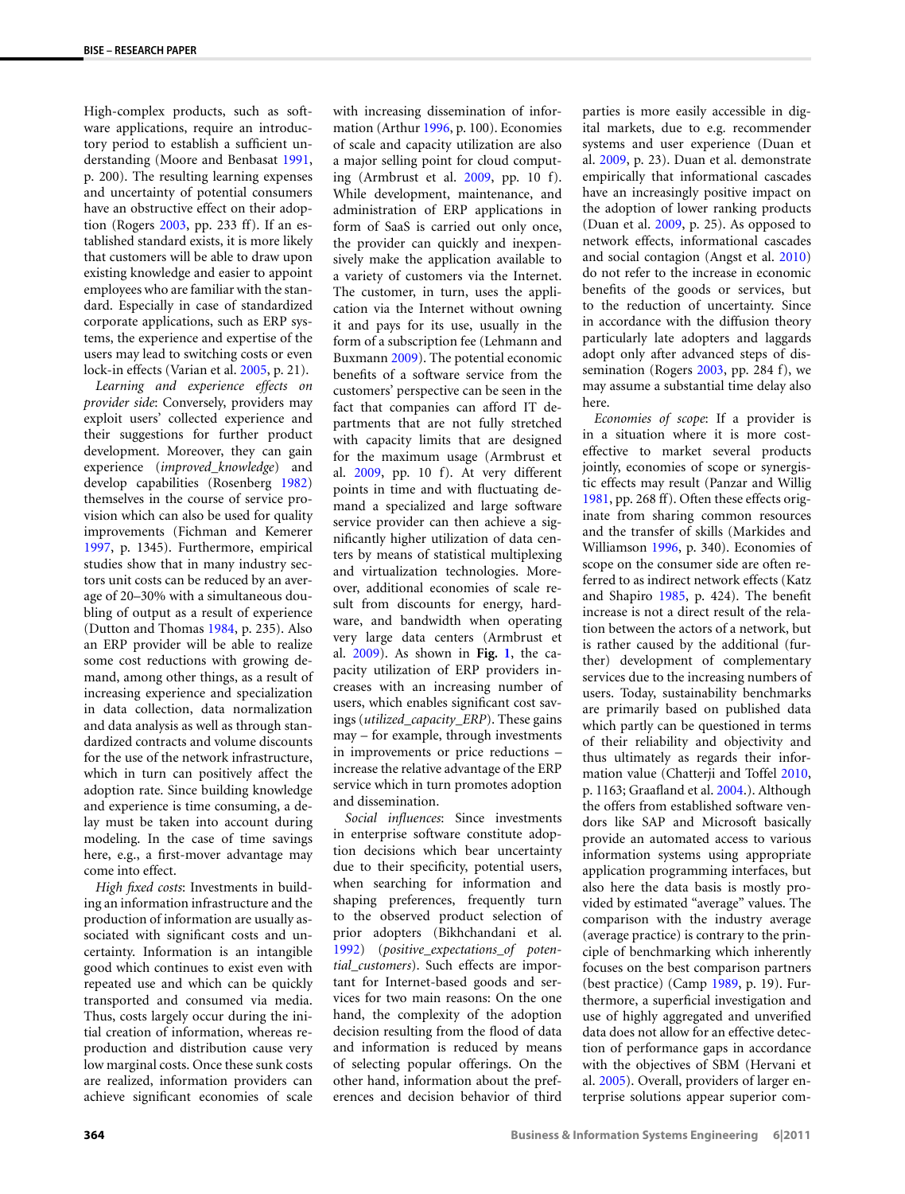High-complex products, such as software applications, require an introductory period to establish a sufficient understanding (Moore and Benbasat 1991, p. 200). The resulting learning expenses and uncertainty of potential consumers have an obstructive effect on their adoption (Rogers 2003, pp. 233 ff). If an established standard exists, it is more likely that customers will be able to draw upon existing knowledge and easier to appoint employees who are familiar with the standard. Especially in case of standardized corporate applications, such as ERP systems, the experience and expertise of the users may lead to switching costs or even lock-in effects (Varian et al. 2005, p. 21).

*Learning and experience effects on provider side*: Conversely, providers may exploit users' collected experience and their suggestions for further product development. Moreover, they can gain experience (*improved_knowledge*) and develop capabilities (Rosenberg 1982) themselves in the course of service provision which can also be used for quality improvements (Fichman and Kemerer 1997, p. 1345). Furthermore, empirical studies show that in many industry sectors unit costs can be reduced by an average of 20–30% with a simultaneous doubling of output as a result of experience (Dutton and Thomas 1984, p. 235). Also an ERP provider will be able to realize some cost reductions with growing demand, among other things, as a result of increasing experience and specialization in data collection, data normalization and data analysis as well as through standardized contracts and volume discounts for the use of the network infrastructure, which in turn can positively affect the adoption rate. Since building knowledge and experience is time consuming, a delay must be taken into account during modeling. In the case of time savings here, e.g., a first-mover advantage may come into effect.

*High fixed costs*: Investments in building an information infrastructure and the production of information are usually associated with significant costs and uncertainty. Information is an intangible good which continues to exist even with repeated use and which can be quickly transported and consumed via media. Thus, costs largely occur during the initial creation of information, whereas reproduction and distribution cause very low marginal costs. Once these sunk costs are realized, information providers can achieve significant economies of scale with increasing dissemination of information (Arthur 1996, p. 100). Economies of scale and capacity utilization are also a major selling point for cloud computing (Armbrust et al. 2009, pp. 10 f). While development, maintenance, and administration of ERP applications in form of SaaS is carried out only once, the provider can quickly and inexpensively make the application available to a variety of customers via the Internet. The customer, in turn, uses the application via the Internet without owning it and pays for its use, usually in the form of a subscription fee (Lehmann and Buxmann 2009). The potential economic benefits of a software service from the customers' perspective can be seen in the fact that companies can afford IT departments that are not fully stretched with capacity limits that are designed for the maximum usage (Armbrust et al. 2009, pp. 10 f). At very different points in time and with fluctuating demand a specialized and large software service provider can then achieve a significantly higher utilization of data centers by means of statistical multiplexing and virtualization technologies. Moreover, additional economies of scale result from discounts for energy, hardware, and bandwidth when operating very large data centers (Armbrust et al. 2009). As shown in **Fig. 1**, the capacity utilization of ERP providers increases with an increasing number of users, which enables significant cost savings (*utilized_capacity_ERP*). These gains may – for example, through investments in improvements or price reductions – increase the relative advantage of the ERP service which in turn promotes adoption and dissemination.

*Social influences*: Since investments in enterprise software constitute adoption decisions which bear uncertainty due to their specificity, potential users, when searching for information and shaping preferences, frequently turn to the observed product selection of prior adopters (Bikhchandani et al. 1992) (*positive_expectations_of potential_customers*). Such effects are important for Internet-based goods and services for two main reasons: On the one hand, the complexity of the adoption decision resulting from the flood of data and information is reduced by means of selecting popular offerings. On the other hand, information about the preferences and decision behavior of third parties is more easily accessible in digital markets, due to e.g. recommender systems and user experience (Duan et al. 2009, p. 23). Duan et al. demonstrate empirically that informational cascades have an increasingly positive impact on the adoption of lower ranking products (Duan et al. 2009, p. 25). As opposed to network effects, informational cascades and social contagion (Angst et al. 2010) do not refer to the increase in economic benefits of the goods or services, but to the reduction of uncertainty. Since in accordance with the diffusion theory particularly late adopters and laggards adopt only after advanced steps of dissemination (Rogers 2003, pp. 284 f), we may assume a substantial time delay also here.

*Economies of scope*: If a provider is in a situation where it is more cost-effective to market several products jointly, economies of scope or synergistic effects may result (Panzar and Willig 1981, pp. 268 ff). Often these effects originate from sharing common resources and the transfer of skills (Markides and Williamson 1996, p. 340). Economies of scope on the consumer side are often referred to as indirect network effects (Katz and Shapiro 1985, p. 424). The benefit increase is not a direct result of the relation between the actors of a network, but is rather caused by the additional (further) development of complementary services due to the increasing numbers of users. Today, sustainability benchmarks are primarily based on published data which partly can be questioned in terms of their reliability and objectivity and thus ultimately as regards their information value (Chatterji and Toffel 2010, p. 1163; Graafland et al. 2004.). Although the offers from established software vendors like SAP and Microsoft basically provide an automated access to various information systems using appropriate application programming interfaces, but also here the data basis is mostly provided by estimated "average" values. The comparison with the industry average (average practice) is contrary to the principle of benchmarking which inherently focuses on the best comparison partners (best practice) (Camp 1989, p. 19). Furthermore, a superficial investigation and use of highly aggregated and unverified data does not allow for an effective detection of performance gaps in accordance with the objectives of SBM (Hervani et al. 2005). Overall, providers of larger enterprise solutions appear superior com-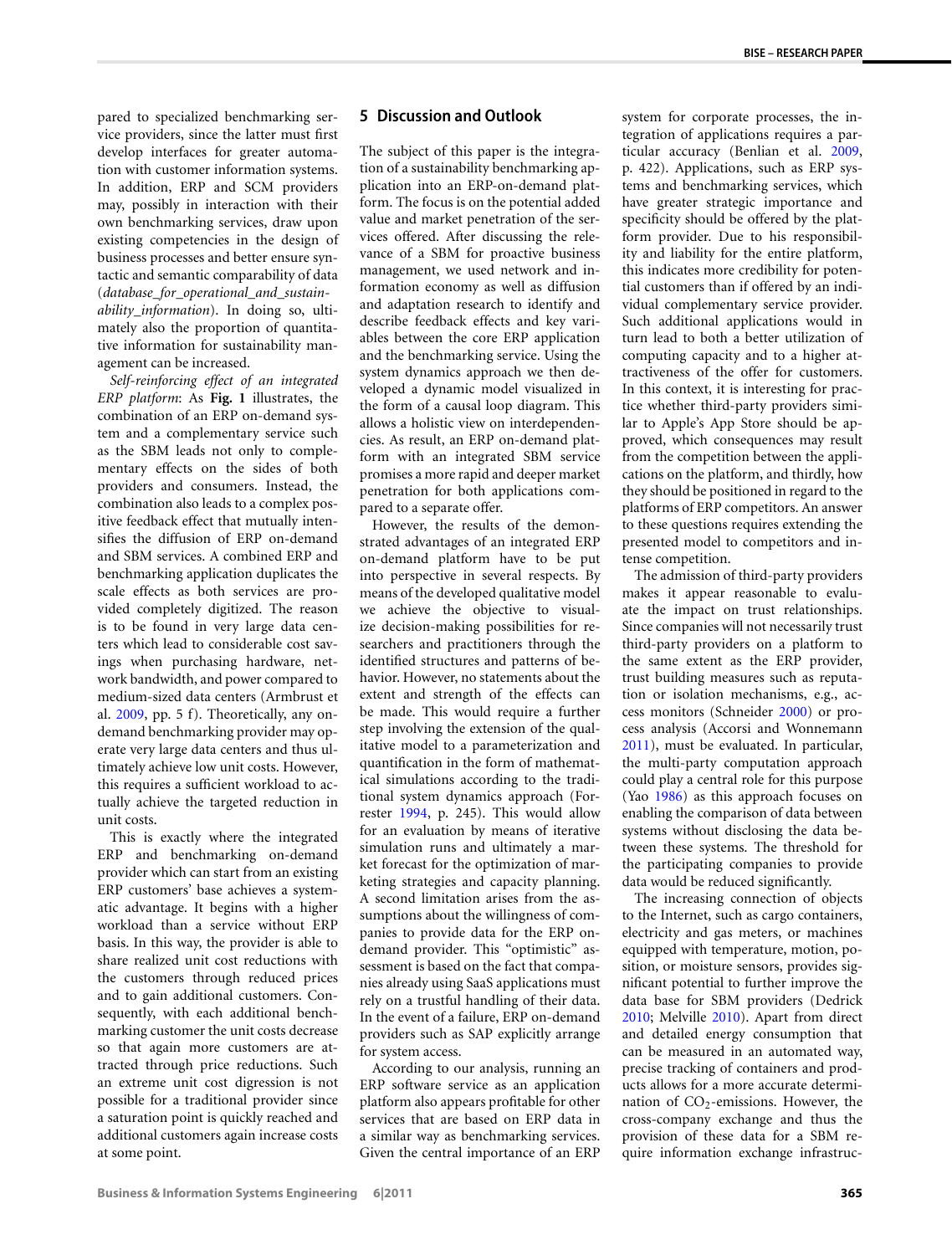pared to specialized benchmarking service providers, since the latter must first develop interfaces for greater automation with customer information systems. In addition, ERP and SCM providers may, possibly in interaction with their own benchmarking services, draw upon existing competencies in the design of business processes and better ensure syntactic and semantic comparability of data (*database_for_operational_and_sustainability_information*). In doing so, ultimately also the proportion of quantitative information for sustainability management can be increased.

*Self-reinforcing effect of an integrated ERP platform*: As **Fig. 1** illustrates, the combination of an ERP on-demand system and a complementary service such as the SBM leads not only to complementary effects on the sides of both providers and consumers. Instead, the combination also leads to a complex positive feedback effect that mutually intensifies the diffusion of ERP on-demand and SBM services. A combined ERP and benchmarking application duplicates the scale effects as both services are provided completely digitized. The reason is to be found in very large data centers which lead to considerable cost savings when purchasing hardware, network bandwidth, and power compared to medium-sized data centers (Armbrust et al. 2009, pp. 5 f). Theoretically, any on-demand benchmarking provider may operate very large data centers and thus ultimately achieve low unit costs. However, this requires a sufficient workload to actually achieve the targeted reduction in unit costs.

This is exactly where the integrated ERP and benchmarking on-demand provider which can start from an existing ERP customers' base achieves a systematic advantage. It begins with a higher workload than a service without ERP basis. In this way, the provider is able to share realized unit cost reductions with the customers through reduced prices and to gain additional customers. Consequently, with each additional benchmarking customer the unit costs decrease so that again more customers are attracted through price reductions. Such an extreme unit cost digression is not possible for a traditional provider since a saturation point is quickly reached and additional customers again increase costs at some point.

## 5 Discussion and Outlook

The subject of this paper is the integration of a sustainability benchmarking application into an ERP-on-demand platform. The focus is on the potential added value and market penetration of the services offered. After discussing the relevance of a SBM for proactive business management, we used network and information economy as well as diffusion and adaptation research to identify and describe feedback effects and key variables between the core ERP application and the benchmarking service. Using the system dynamics approach we then developed a dynamic model visualized in the form of a causal loop diagram. This allows a holistic view on interdependencies. As result, an ERP on-demand platform with an integrated SBM service promises a more rapid and deeper market penetration for both applications compared to a separate offer.

However, the results of the demonstrated advantages of an integrated ERP on-demand platform have to be put into perspective in several respects. By means of the developed qualitative model we achieve the objective to visualize decision-making possibilities for researchers and practitioners through the identified structures and patterns of behavior. However, no statements about the extent and strength of the effects can be made. This would require a further step involving the extension of the qualitative model to a parameterization and quantification in the form of mathematical simulations according to the traditional system dynamics approach (Forrester 1994, p. 245). This would allow for an evaluation by means of iterative simulation runs and ultimately a market forecast for the optimization of marketing strategies and capacity planning. A second limitation arises from the assumptions about the willingness of companies to provide data for the ERP on-demand provider. This "optimistic" assessment is based on the fact that companies already using SaaS applications must rely on a trustful handling of their data. In the event of a failure, ERP on-demand providers such as SAP explicitly arrange for system access.

According to our analysis, running an ERP software service as an application platform also appears profitable for other services that are based on ERP data in a similar way as benchmarking services. Given the central importance of an ERP system for corporate processes, the integration of applications requires a particular accuracy (Benlian et al. 2009, p. 422). Applications, such as ERP systems and benchmarking services, which have greater strategic importance and specificity should be offered by the platform provider. Due to his responsibility and liability for the entire platform, this indicates more credibility for potential customers than if offered by an individual complementary service provider. Such additional applications would in turn lead to both a better utilization of computing capacity and to a higher attractiveness of the offer for customers. In this context, it is interesting for practice whether third-party providers similar to Apple's App Store should be approved, which consequences may result from the competition between the applications on the platform, and thirdly, how they should be positioned in regard to the platforms of ERP competitors. An answer to these questions requires extending the presented model to competitors and intense competition.

The admission of third-party providers makes it appear reasonable to evaluate the impact on trust relationships. Since companies will not necessarily trust third-party providers on a platform to the same extent as the ERP provider, trust building measures such as reputation or isolation mechanisms, e.g., access monitors (Schneider 2000) or process analysis (Accorsi and Wonnemann 2011), must be evaluated. In particular, the multi-party computation approach could play a central role for this purpose (Yao 1986) as this approach focuses on enabling the comparison of data between systems without disclosing the data between these systems. The threshold for the participating companies to provide data would be reduced significantly.

The increasing connection of objects to the Internet, such as cargo containers, electricity and gas meters, or machines equipped with temperature, motion, position, or moisture sensors, provides significant potential to further improve the data base for SBM providers (Dedrick 2010; Melville 2010). Apart from direct and detailed energy consumption that can be measured in an automated way, precise tracking of containers and products allows for a more accurate determination of $CO_2$-emissions. However, the cross-company exchange and thus the provision of these data for a SBM require information exchange infrastruc-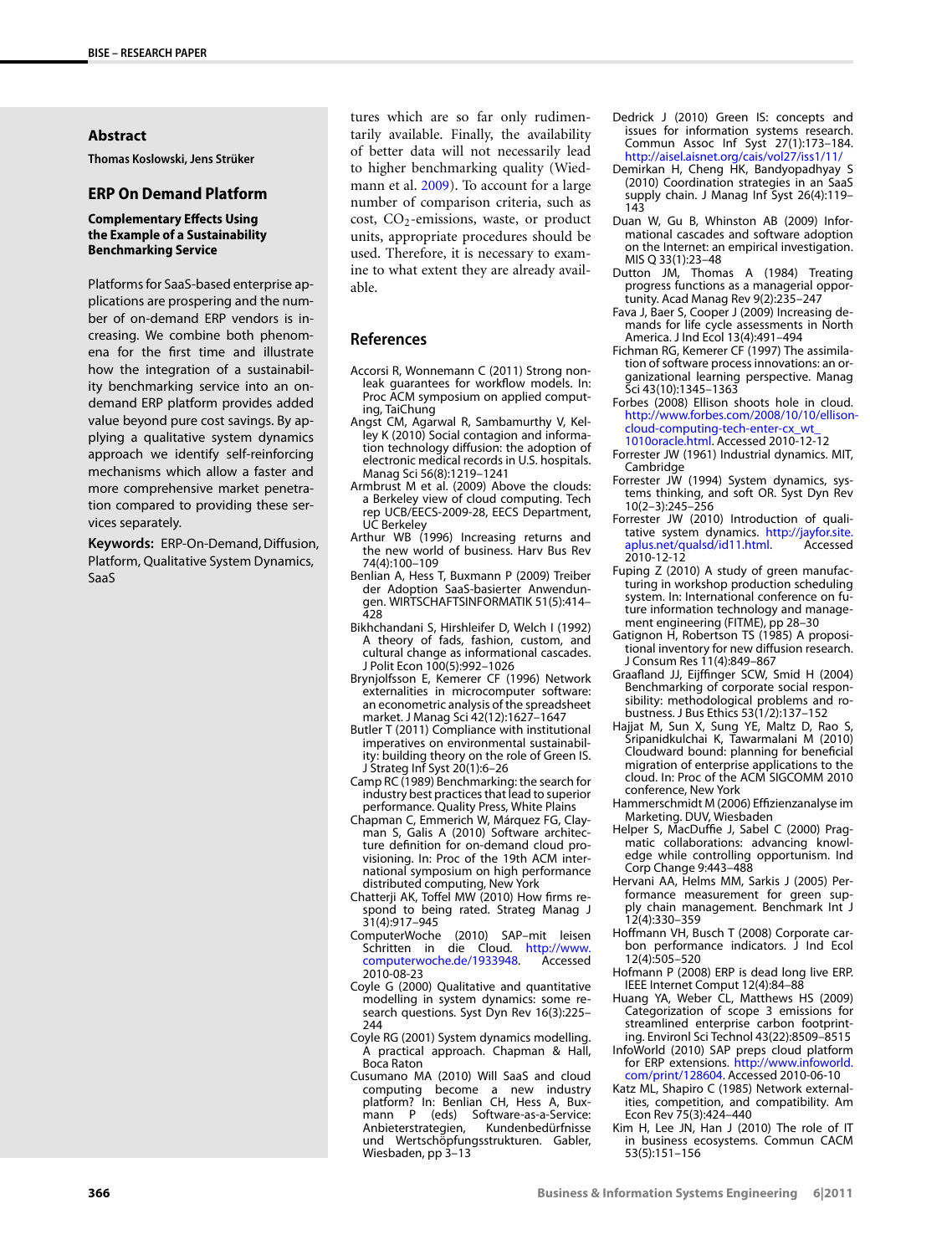tures which are so far only rudimentarily available. Finally, the availability of better data will not necessarily lead to higher benchmarking quality (Wiedmann et al. 2009). To account for a large number of comparison criteria, such as cost, $CO_2$-emissions, waste, or product units, appropriate procedures should be used. Therefore, it is necessary to examine to what extent they are already available.

## References

Accorsi R, Wonnemann C (2011) Strong non-leak guarantees for workflow models. In: Proc ACM symposium on applied computing, TaiChung

Angst CM, Agarwal R, Sambamurthy V, Kelley K (2010) Social contagion and information technology diffusion: the adoption of electronic medical records in U.S. hospitals. Manag Sci 56(8):1219–1241

Armbrust M et al. (2009) Above the clouds: a Berkeley view of cloud computing. Tech rep UCB/EECS-2009-28, EECS Department, UC Berkeley

Arthur WB (1996) Increasing returns and the new world of business. Harv Bus Rev 74(4):100–109

Benlian A, Hess T, Buxmann P (2009) Treiber der Adoption SaaS-basierter Anwendungen. WIRTSCHAFTSINFORMATIK 51(5):414–428

Bikhchandani S, Hirshleifer D, Welch I (1992) A theory of fads, fashion, custom, and cultural change as informational cascades. J Polit Econ 100(5):992–1026

Brynjolfsson E, Kemerer CF (1996) Network externalities in microcomputer software: an econometric analysis of the spreadsheet market. J Manag Sci 42(12):1627–1647

Butler T (2011) Compliance with institutional imperatives on environmental sustainability: building theory on the role of Green IS. J Strateg Inf Syst 20(1):6–26

Camp RC (1989) Benchmarking: the search for industry best practices that lead to superior performance. Quality Press, White Plains

Chapman C, Emmerich W, Márquez FG, Clayman S, Galis A (2010) Software architecture definition for on-demand cloud provisioning. In: Proc of the 19th ACM international symposium on high performance distributed computing, New York

Chatterji AK, Toffel MW (2010) How firms respond to being rated. Strateg Manag J 31(4):917–945

ComputerWoche (2010) SAP–mit leisen Schritten in die Cloud. http://www.computerwoche.de/1933948. Accessed 2010-08-23

Coyle G (2000) Qualitative and quantitative modelling in system dynamics: some research questions. Syst Dyn Rev 16(3):225–244

Coyle RG (2001) System dynamics modelling. A practical approach. Chapman & Hall, Boca Raton

Cusumano MA (2010) Will SaaS and cloud computing become a new industry platform? In: Benlian CH, Hess A, Buxmann P (eds) Software-as-a-Service: Anbieterstrategien, Kundenbedürfnisse und Wertschöpfungsstrukturen. Gabler, Wiesbaden, pp 3–13

Dedrick J (2010) Green IS: concepts and issues for information systems research. Commun Assoc Inf Syst 27(1):173–184. http://aisel.aisnet.org/cais/vol27/iss1/11/

Demirkan H, Cheng HK, Bandyopadhyay S (2010) Coordination strategies in an SaaS supply chain. J Manag Inf Syst 26(4):119–143

Duan W, Gu B, Whinston AB (2009) Informational cascades and software adoption on the Internet: an empirical investigation. MIS Q 33(1):23–48

Dutton JM, Thomas A (1984) Treating progress functions as a managerial opportunity. Acad Manag Rev 9(2):235–247

Fava J, Baer S, Cooper J (2009) Increasing demands for life cycle assessments in North America. J Ind Ecol 13(4):491–494

Fichman RG, Kemerer CF (1997) The assimilation of software process innovations: an organizational learning perspective. Manag Sci 43(10):1345–1363

Forbes (2008) Ellison shoots hole in cloud. http://www.forbes.com/2008/10/10/ellison-cloud-computing-tech-enter-cx_wt_1010oracle.html. Accessed 2010-12-12

Forrester JW (1961) Industrial dynamics. MIT, Cambridge

Forrester JW (1994) System dynamics, systems thinking, and soft OR. Syst Dyn Rev 10(2–3):245–256

Forrester JW (2010) Introduction of qualitative system dynamics. http://jayfor.site.aplus.net/qualsd/id11.html. Accessed 2010-12-12

Fuping Z (2010) A study of green manufacturing in workshop production scheduling system. In: International conference on future information technology and management engineering (FITME), pp 28–30

Gatignon H, Robertson TS (1985) A propositional inventory for new diffusion research. J Consum Res 11(4):849–867

Graafland JJ, Eijffinger SCW, Smid H (2004) Benchmarking of corporate social responsibility: methodological problems and robustness. J Bus Ethics 53(1/2):137–152

Hajjat M, Sun X, Sung YE, Maltz D, Rao S, Sripanidkulchai K, Tawarmalani M (2010) Cloudward bound: planning for beneficial migration of enterprise applications to the cloud. In: Proc of the ACM SIGCOMM 2010 conference, New York

Hammerschmidt M (2006) Effizienzanalyse im Marketing. DUV, Wiesbaden

Helper S, MacDuffie J, Sabel C (2000) Pragmatic collaborations: advancing knowledge while controlling opportunism. Ind Corp Change 9:443–488

Hervani AA, Helms MM, Sarkis J (2005) Performance measurement for green supply chain management. Benchmark Int J 12(4):330–359

Hoffmann VH, Busch T (2008) Corporate carbon performance indicators. J Ind Ecol 12(4):505–520

Hofmann P (2008) ERP is dead long live ERP. IEEE Internet Comput 12(4):84–88

Huang YA, Weber CL, Matthews HS (2009) Categorization of scope 3 emissions for streamlined enterprise carbon footprinting. Environl Sci Technol 43(22):8509–8515

InfoWorld (2010) SAP preps cloud platform for ERP extensions. http://www.infoworld.com/print/128604. Accessed 2010-06-10

Katz ML, Shapiro C (1985) Network externalities, competition, and compatibility. Am Econ Rev 75(3):424–440

Kim H, Lee JN, Han J (2010) The role of IT in business ecosystems. Commun CACM 53(5):151–156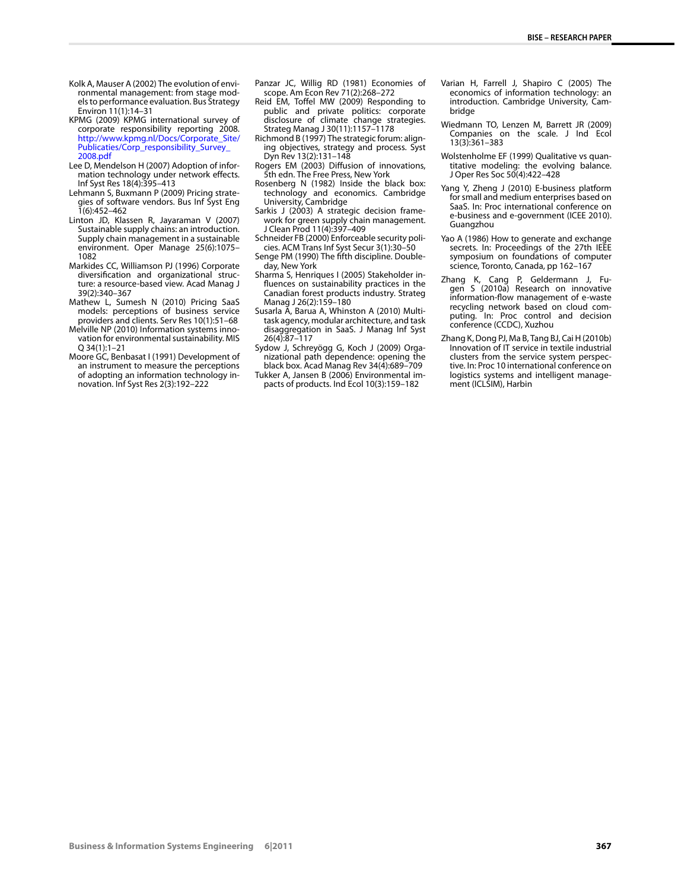Kolk A, Mauser A (2002) The evolution of environmental management: from stage models to performance evaluation. Bus Strategy Environ 11(1):14–31

KPMG (2009) KPMG international survey of corporate responsibility reporting 2008. http://www.kpmg.nl/Docs/Corporate_Site/Publicaties/Corp_responsibility_Survey_2008.pdf

Lee D, Mendelson H (2007) Adoption of information technology under network effects. Inf Syst Res 18(4):395–413

Lehmann S, Buxmann P (2009) Pricing strategies of software vendors. Bus Inf Syst Eng 1(6):452–462

Linton JD, Klassen R, Jayaraman V (2007) Sustainable supply chains: an introduction. Supply chain management in a sustainable environment. Oper Manage 25(6):1075–1082

Markides CC, Williamson PJ (1996) Corporate diversification and organizational structure: a resource-based view. Acad Manag J 39(2):340–367

Mathew L, Sumesh N (2010) Pricing SaaS models: perceptions of business service providers and clients. Serv Res 10(1):51–68

Melville NP (2010) Information systems innovation for environmental sustainability. MIS Q 34(1):1–21

Moore GC, Benbasat I (1991) Development of an instrument to measure the perceptions of adopting an information technology innovation. Inf Syst Res 2(3):192–222

Panzar JC, Willig RD (1981) Economies of scope. Am Econ Rev 71(2):268–272

Reid EM, Toffel MW (2009) Responding to public and private politics: corporate disclosure of climate change strategies. Strateg Manag J 30(11):1157–1178

Richmond B (1997) The strategic forum: aligning objectives, strategy and process. Syst Dyn Rev 13(2):131–148

Rogers EM (2003) Diffusion of innovations, 5th edn. The Free Press, New York

Rosenberg N (1982) Inside the black box: technology and economics. Cambridge University, Cambridge

Sarkis J (2003) A strategic decision framework for green supply chain management. J Clean Prod 11(4):397–409

Schneider FB (2000) Enforceable security policies. ACM Trans Inf Syst Secur 3(1):30–50

Senge PM (1990) The fifth discipline. Doubleday, New York

Sharma S, Henriques I (2005) Stakeholder influences on sustainability practices in the Canadian forest products industry. Strateg Manag J 26(2):159–180

Susarla A, Barua A, Whinston A (2010) Multitask agency, modular architecture, and task disaggregation in SaaS. J Manag Inf Syst 26(4):87–117

Sydow J, Schreyögg G, Koch J (2009) Organizational path dependence: opening the black box. Acad Manag Rev 34(4):689–709

Tukker A, Jansen B (2006) Environmental impacts of products. Ind Ecol 10(3):159–182

Varian H, Farrell J, Shapiro C (2005) The economics of information technology: an introduction. Cambridge University, Cambridge

Wiedmann TO, Lenzen M, Barrett JR (2009) Companies on the scale. J Ind Ecol 13(3):361–383

Wolstenholme EF (1999) Qualitative vs quantitative modeling: the evolving balance. J Oper Res Soc 50(4):422–428

Yang Y, Zheng J (2010) E-business platform for small and medium enterprises based on SaaS. In: Proc international conference on e-business and e-government (ICEE 2010). Guangzhou

Yao A (1986) How to generate and exchange secrets. In: Proceedings of the 27th IEEE symposium on foundations of computer science, Toronto, Canada, pp 162–167

Zhang K, Cang P, Geldermann J, Fugen S (2010a) Research on innovative information-flow management of e-waste recycling network based on cloud computing. In: Proc control and decision conference (CCDC), Xuzhou

Zhang K, Dong PJ, Ma B, Tang BJ, Cai H (2010b) Innovation of IT service in textile industrial clusters from the service system perspective. In: Proc 10 international conference on logistics systems and intelligent management (ICLSIM), Harbin